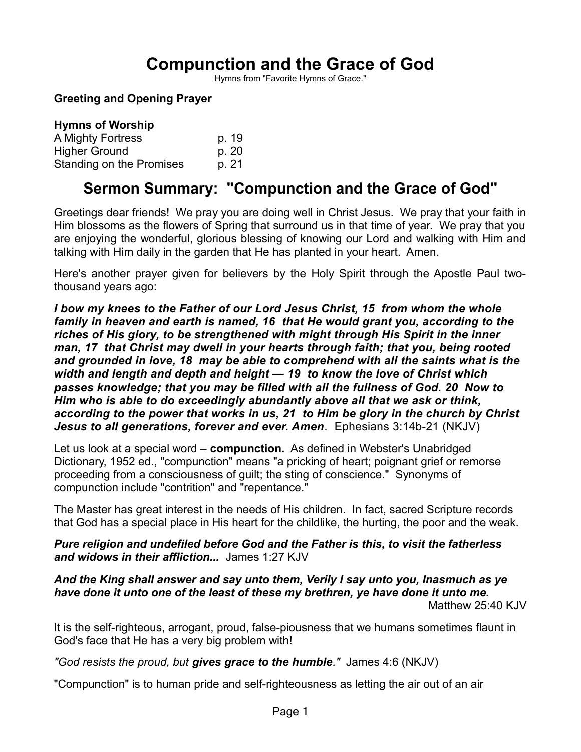# Compunction and the Grace of God

Hymns from "Favorite Hymns of Grace."

**Greeting and Opening Prayer**

**Hymns of Worship**

| | |
|---|---|
| A Mighty Fortress | p. 19 |
| Higher Ground | p. 20 |
| Standing on the Promises | p. 21 |

## Sermon Summary: "Compunction and the Grace of God"

Greetings dear friends! We pray you are doing well in Christ Jesus. We pray that your faith in Him blossoms as the flowers of Spring that surround us in that time of year. We pray that you are enjoying the wonderful, glorious blessing of knowing our Lord and walking with Him and talking with Him daily in the garden that He has planted in your heart. Amen.

Here's another prayer given for believers by the Holy Spirit through the Apostle Paul two-thousand years ago:

***I bow my knees to the Father of our Lord Jesus Christ, 15 from whom the whole family in heaven and earth is named, 16 that He would grant you, according to the riches of His glory, to be strengthened with might through His Spirit in the inner man, 17 that Christ may dwell in your hearts through faith; that you, being rooted and grounded in love, 18 may be able to comprehend with all the saints what is the width and length and depth and height — 19 to know the love of Christ which passes knowledge; that you may be filled with all the fullness of God. 20 Now to Him who is able to do exceedingly abundantly above all that we ask or think, according to the power that works in us, 21 to Him be glory in the church by Christ Jesus to all generations, forever and ever. Amen****.* Ephesians 3:14b-21 (NKJV)

Let us look at a special word – **compunction.** As defined in Webster's Unabridged Dictionary, 1952 ed., "compunction" means "a pricking of heart; poignant grief or remorse proceeding from a consciousness of guilt; the sting of conscience." Synonyms of compunction include "contrition" and "repentance."

The Master has great interest in the needs of His children. In fact, sacred Scripture records that God has a special place in His heart for the childlike, the hurting, the poor and the weak.

***Pure religion and undefiled before God and the Father is this, to visit the fatherless and widows in their affliction...*** James 1:27 KJV

***And the King shall answer and say unto them, Verily I say unto you, Inasmuch as ye have done it unto one of the least of these my brethren, ye have done it unto me.*** Matthew 25:40 KJV

It is the self-righteous, arrogant, proud, false-piousness that we humans sometimes flaunt in God's face that He has a very big problem with!

*"God resists the proud, but* ***gives grace to the humble****."* James 4:6 (NKJV)

"Compunction" is to human pride and self-righteousness as letting the air out of an air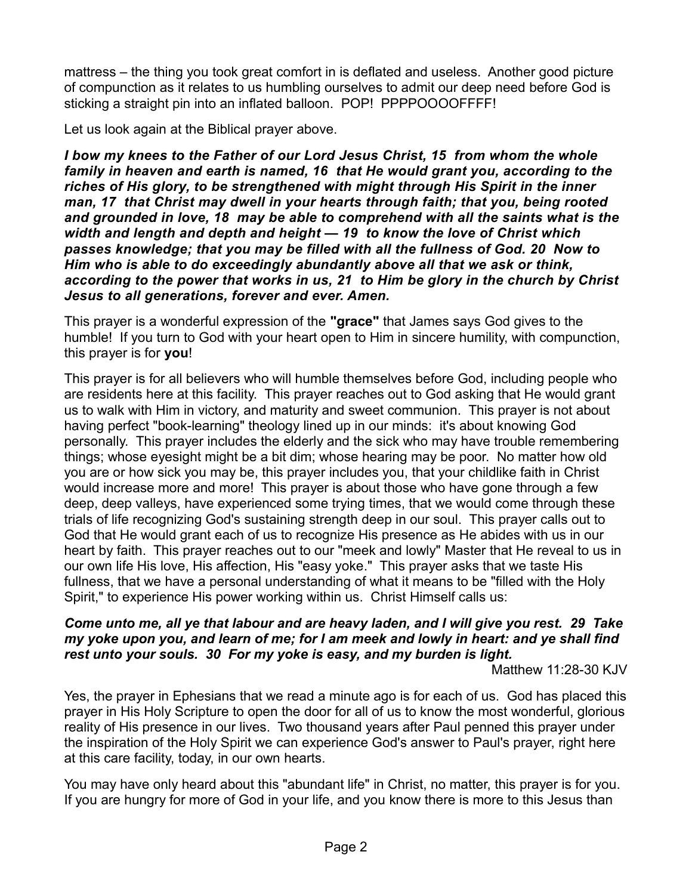mattress – the thing you took great comfort in is deflated and useless. Another good picture of compunction as it relates to us humbling ourselves to admit our deep need before God is sticking a straight pin into an inflated balloon. POP! PPPPOOOOFFFF!

Let us look again at the Biblical prayer above.

***I bow my knees to the Father of our Lord Jesus Christ, 15 from whom the whole family in heaven and earth is named, 16 that He would grant you, according to the riches of His glory, to be strengthened with might through His Spirit in the inner man, 17 that Christ may dwell in your hearts through faith; that you, being rooted and grounded in love, 18 may be able to comprehend with all the saints what is the width and length and depth and height — 19 to know the love of Christ which passes knowledge; that you may be filled with all the fullness of God. 20 Now to Him who is able to do exceedingly abundantly above all that we ask or think, according to the power that works in us, 21 to Him be glory in the church by Christ Jesus to all generations, forever and ever. Amen.***

This prayer is a wonderful expression of the **"grace"** that James says God gives to the humble! If you turn to God with your heart open to Him in sincere humility, with compunction, this prayer is for **you**!

This prayer is for all believers who will humble themselves before God, including people who are residents here at this facility. This prayer reaches out to God asking that He would grant us to walk with Him in victory, and maturity and sweet communion. This prayer is not about having perfect "book-learning" theology lined up in our minds: it's about knowing God personally. This prayer includes the elderly and the sick who may have trouble remembering things; whose eyesight might be a bit dim; whose hearing may be poor. No matter how old you are or how sick you may be, this prayer includes you, that your childlike faith in Christ would increase more and more! This prayer is about those who have gone through a few deep, deep valleys, have experienced some trying times, that we would come through these trials of life recognizing God's sustaining strength deep in our soul. This prayer calls out to God that He would grant each of us to recognize His presence as He abides with us in our heart by faith. This prayer reaches out to our "meek and lowly" Master that He reveal to us in our own life His love, His affection, His "easy yoke." This prayer asks that we taste His fullness, that we have a personal understanding of what it means to be "filled with the Holy Spirit," to experience His power working within us. Christ Himself calls us:

***Come unto me, all ye that labour and are heavy laden, and I will give you rest. 29 Take my yoke upon you, and learn of me; for I am meek and lowly in heart: and ye shall find rest unto your souls. 30 For my yoke is easy, and my burden is light.***

Matthew 11:28-30 KJV

Yes, the prayer in Ephesians that we read a minute ago is for each of us. God has placed this prayer in His Holy Scripture to open the door for all of us to know the most wonderful, glorious reality of His presence in our lives. Two thousand years after Paul penned this prayer under the inspiration of the Holy Spirit we can experience God's answer to Paul's prayer, right here at this care facility, today, in our own hearts.

You may have only heard about this "abundant life" in Christ, no matter, this prayer is for you. If you are hungry for more of God in your life, and you know there is more to this Jesus than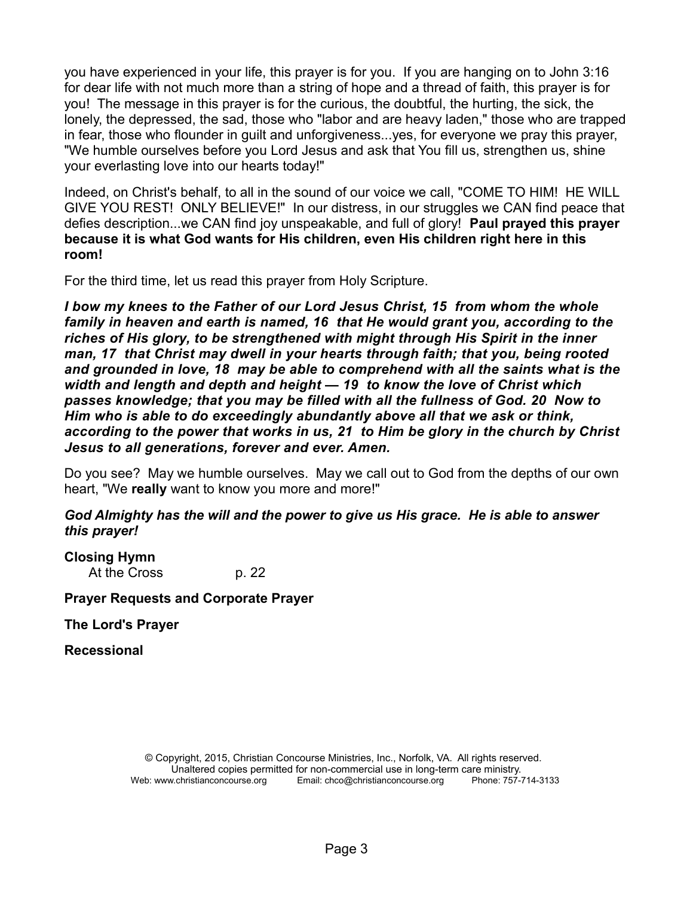you have experienced in your life, this prayer is for you. If you are hanging on to John 3:16 for dear life with not much more than a string of hope and a thread of faith, this prayer is for you! The message in this prayer is for the curious, the doubtful, the hurting, the sick, the lonely, the depressed, the sad, those who "labor and are heavy laden," those who are trapped in fear, those who flounder in guilt and unforgiveness...yes, for everyone we pray this prayer, "We humble ourselves before you Lord Jesus and ask that You fill us, strengthen us, shine your everlasting love into our hearts today!"

Indeed, on Christ's behalf, to all in the sound of our voice we call, "COME TO HIM! HE WILL GIVE YOU REST! ONLY BELIEVE!" In our distress, in our struggles we CAN find peace that defies description...we CAN find joy unspeakable, and full of glory! **Paul prayed this prayer because it is what God wants for His children, even His children right here in this room!**

For the third time, let us read this prayer from Holy Scripture.

***I bow my knees to the Father of our Lord Jesus Christ, 15 from whom the whole family in heaven and earth is named, 16 that He would grant you, according to the riches of His glory, to be strengthened with might through His Spirit in the inner man, 17 that Christ may dwell in your hearts through faith; that you, being rooted and grounded in love, 18 may be able to comprehend with all the saints what is the width and length and depth and height — 19 to know the love of Christ which passes knowledge; that you may be filled with all the fullness of God. 20 Now to Him who is able to do exceedingly abundantly above all that we ask or think, according to the power that works in us, 21 to Him be glory in the church by Christ Jesus to all generations, forever and ever. Amen.***

Do you see? May we humble ourselves. May we call out to God from the depths of our own heart, "We **really** want to know you more and more!"

***God Almighty has the will and the power to give us His grace. He is able to answer this prayer!***

**Closing Hymn**

At the Cross p. 22

**Prayer Requests and Corporate Prayer**

**The Lord's Prayer**

**Recessional**

© Copyright, 2015, Christian Concourse Ministries, Inc., Norfolk, VA. All rights reserved.
Unaltered copies permitted for non-commercial use in long-term care ministry.
Web: www.christianconcourse.org Email: chco@christianconcourse.org Phone: 757-714-3133